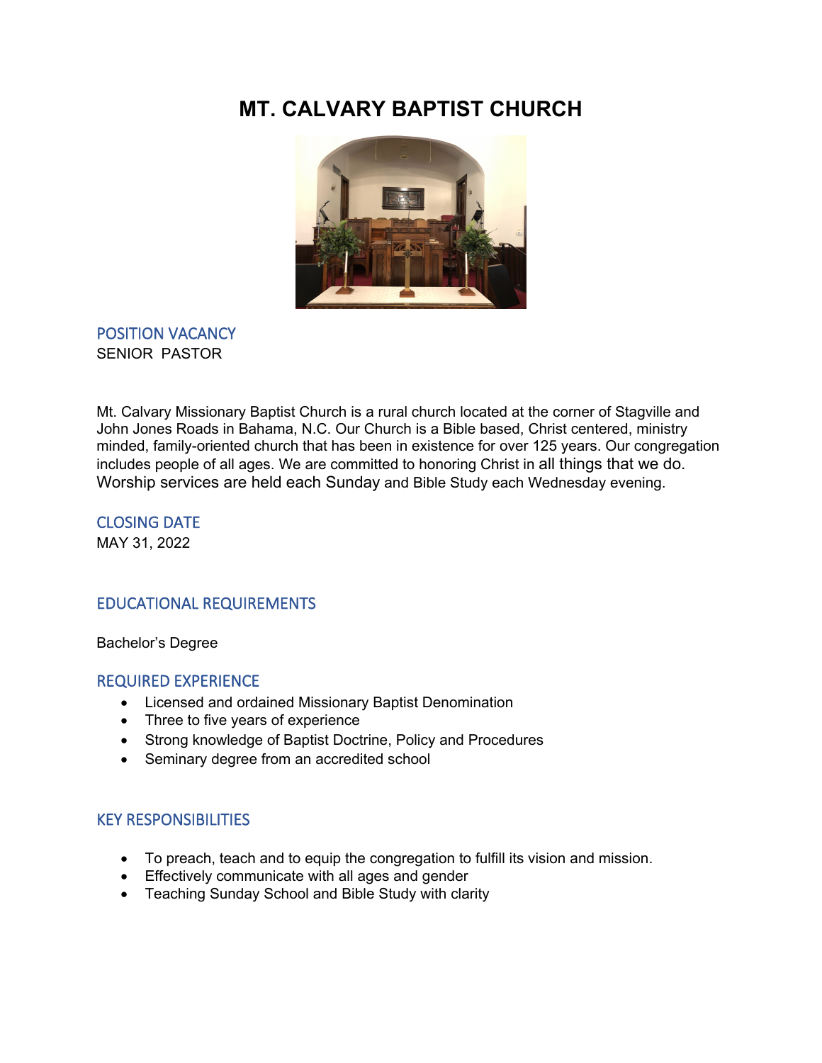# MT. CALVARY BAPTIST CHURCH

## POSITION VACANCY

SENIOR PASTOR

Mt. Calvary Missionary Baptist Church is a rural church located at the corner of Stagville and John Jones Roads in Bahama, N.C. Our Church is a Bible based, Christ centered, ministry minded, family-oriented church that has been in existence for over 125 years. Our congregation includes people of all ages. We are committed to honoring Christ in all things that we do. Worship services are held each Sunday and Bible Study each Wednesday evening.

## CLOSING DATE

MAY 31, 2022

## EDUCATIONAL REQUIREMENTS

Bachelor's Degree

## REQUIRED EXPERIENCE

- Licensed and ordained Missionary Baptist Denomination
- Three to five years of experience
- Strong knowledge of Baptist Doctrine, Policy and Procedures
- Seminary degree from an accredited school

## KEY RESPONSIBILITIES

- To preach, teach and to equip the congregation to fulfill its vision and mission.
- Effectively communicate with all ages and gender
- Teaching Sunday School and Bible Study with clarity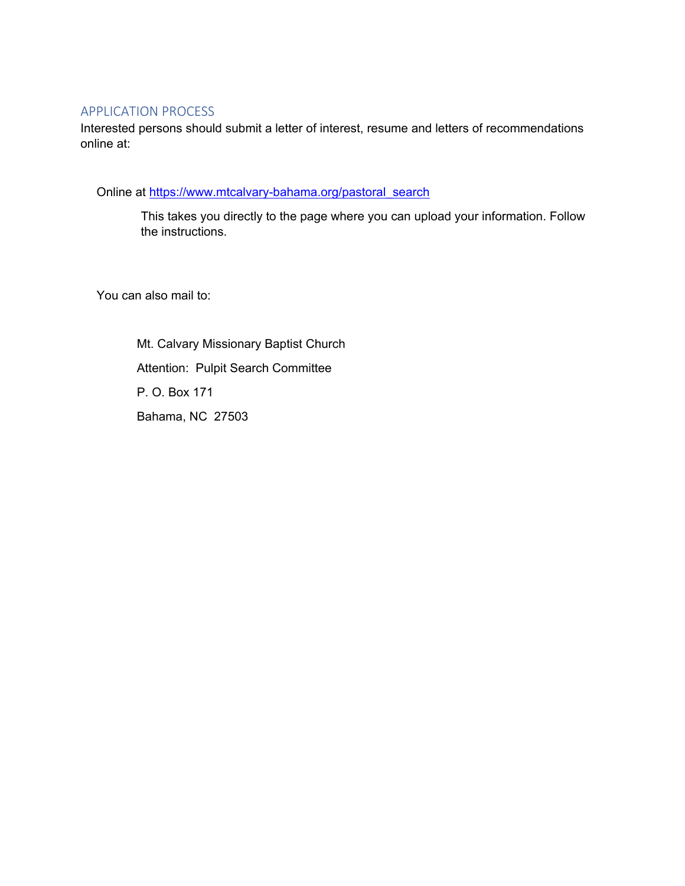## APPLICATION PROCESS

Interested persons should submit a letter of interest, resume and letters of recommendations online at:

Online at https://www.mtcalvary-bahama.org/pastoral_search

This takes you directly to the page where you can upload your information. Follow the instructions.

You can also mail to:

Mt. Calvary Missionary Baptist Church

Attention: Pulpit Search Committee

P. O. Box 171

Bahama, NC 27503